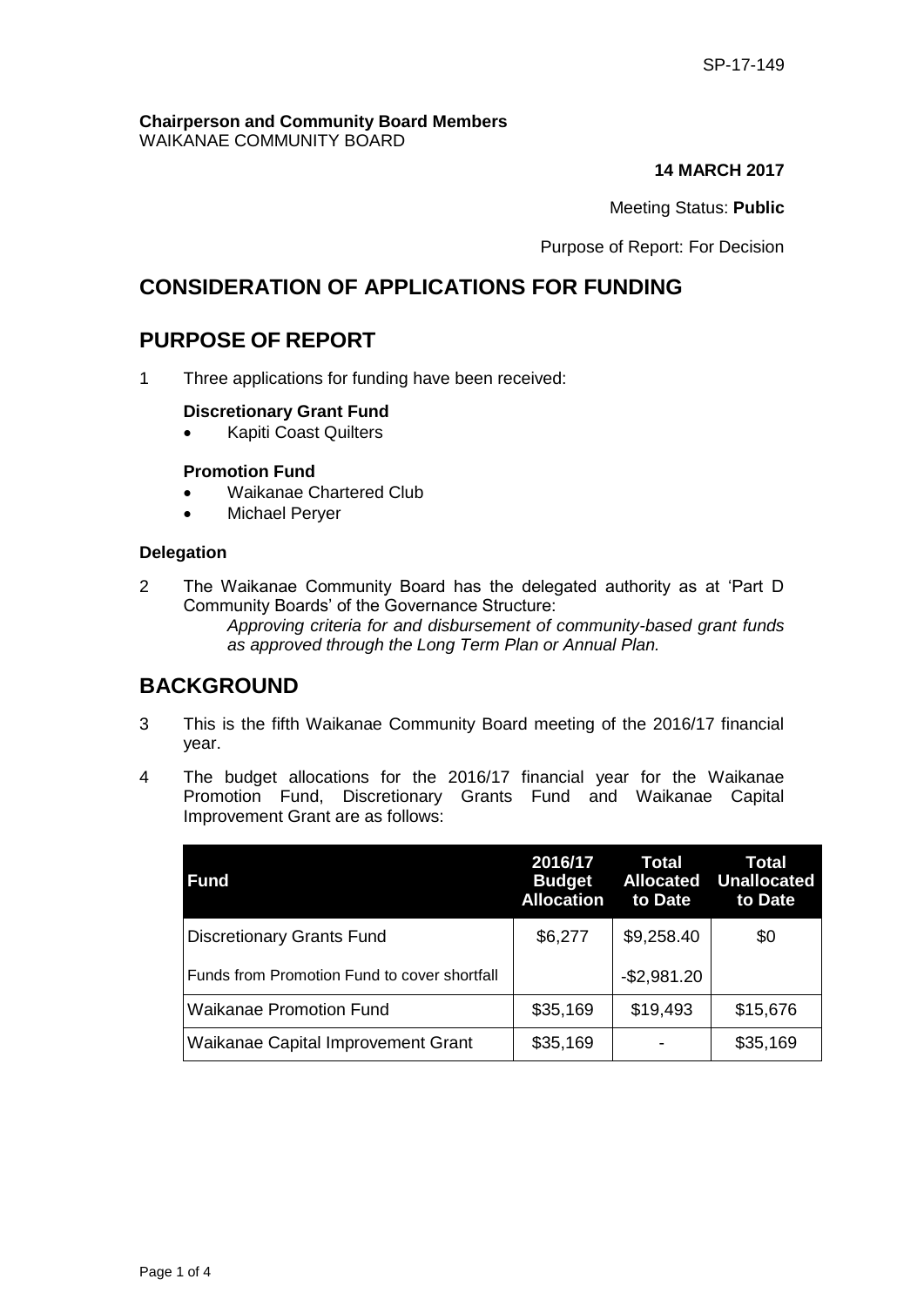SP-17-149

**Chairperson and Community Board Members**
WAIKANAE COMMUNITY BOARD

**14 MARCH 2017**

Meeting Status: **Public**

Purpose of Report: For Decision

# CONSIDERATION OF APPLICATIONS FOR FUNDING

# PURPOSE OF REPORT

1 Three applications for funding have been received:

**Discretionary Grant Fund**

- Kapiti Coast Quilters

**Promotion Fund**

- Waikanae Chartered Club
- Michael Peryer

**Delegation**

2 The Waikanae Community Board has the delegated authority as at 'Part D Community Boards' of the Governance Structure:

*Approving criteria for and disbursement of community-based grant funds as approved through the Long Term Plan or Annual Plan.*

# BACKGROUND

3 This is the fifth Waikanae Community Board meeting of the 2016/17 financial year.

4 The budget allocations for the 2016/17 financial year for the Waikanae Promotion Fund, Discretionary Grants Fund and Waikanae Capital Improvement Grant are as follows:

| Fund | 2016/17 Budget Allocation | Total Allocated to Date | Total Unallocated to Date |
|---|---|---|---|
| Discretionary Grants Fund | $6,277 | $9,258.40 | $0 |
| Funds from Promotion Fund to cover shortfall | | -$2,981.20 | |
| Waikanae Promotion Fund | $35,169 | $19,493 | $15,676 |
| Waikanae Capital Improvement Grant | $35,169 | - | $35,169 |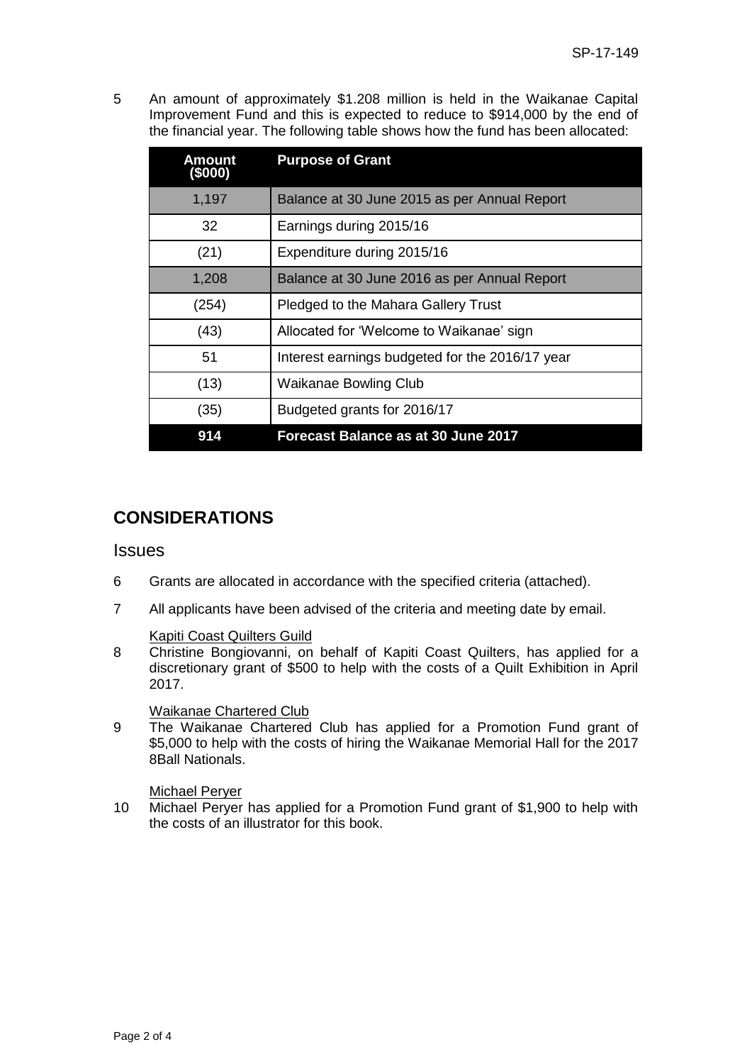5 An amount of approximately $1.208 million is held in the Waikanae Capital Improvement Fund and this is expected to reduce to $914,000 by the end of the financial year. The following table shows how the fund has been allocated:

| Amount ($000) | Purpose of Grant |
|---|---|
| 1,197 | Balance at 30 June 2015 as per Annual Report |
| 32 | Earnings during 2015/16 |
| (21) | Expenditure during 2015/16 |
| 1,208 | Balance at 30 June 2016 as per Annual Report |
| (254) | Pledged to the Mahara Gallery Trust |
| (43) | Allocated for 'Welcome to Waikanae' sign |
| 51 | Interest earnings budgeted for the 2016/17 year |
| (13) | Waikanae Bowling Club |
| (35) | Budgeted grants for 2016/17 |
| **914** | **Forecast Balance as at 30 June 2017** |

## CONSIDERATIONS

### Issues

6 Grants are allocated in accordance with the specified criteria (attached).

7 All applicants have been advised of the criteria and meeting date by email.

Kapiti Coast Quilters Guild

8 Christine Bongiovanni, on behalf of Kapiti Coast Quilters, has applied for a discretionary grant of $500 to help with the costs of a Quilt Exhibition in April 2017.

Waikanae Chartered Club

9 The Waikanae Chartered Club has applied for a Promotion Fund grant of $5,000 to help with the costs of hiring the Waikanae Memorial Hall for the 2017 8Ball Nationals.

Michael Peryer

10 Michael Peryer has applied for a Promotion Fund grant of $1,900 to help with the costs of an illustrator for this book.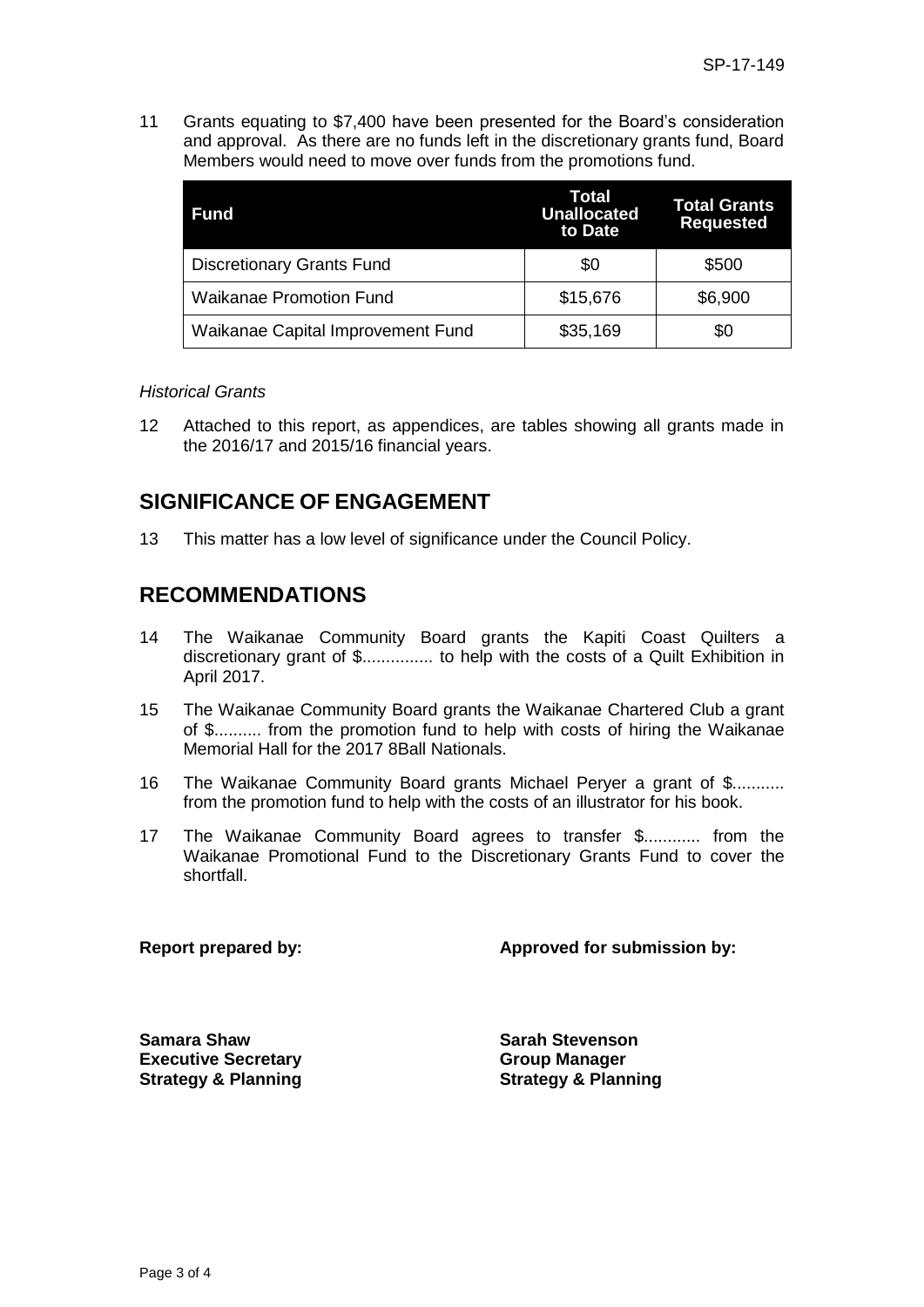11 Grants equating to $7,400 have been presented for the Board's consideration and approval. As there are no funds left in the discretionary grants fund, Board Members would need to move over funds from the promotions fund.

| Fund | Total Unallocated to Date | Total Grants Requested |
|---|---|---|
| Discretionary Grants Fund | $0 | $500 |
| Waikanae Promotion Fund | $15,676 | $6,900 |
| Waikanae Capital Improvement Fund | $35,169 | $0 |

*Historical Grants*

12 Attached to this report, as appendices, are tables showing all grants made in the 2016/17 and 2015/16 financial years.

## SIGNIFICANCE OF ENGAGEMENT

13 This matter has a low level of significance under the Council Policy.

## RECOMMENDATIONS

14 The Waikanae Community Board grants the Kapiti Coast Quilters a discretionary grant of $............... to help with the costs of a Quilt Exhibition in April 2017.

15 The Waikanae Community Board grants the Waikanae Chartered Club a grant of $.......... from the promotion fund to help with costs of hiring the Waikanae Memorial Hall for the 2017 8Ball Nationals.

16 The Waikanae Community Board grants Michael Peryer a grant of $........... from the promotion fund to help with the costs of an illustrator for his book.

17 The Waikanae Community Board agrees to transfer $............ from the Waikanae Promotional Fund to the Discretionary Grants Fund to cover the shortfall.

| **Report prepared by:** | **Approved for submission by:** |
|---|---|
| **Samara Shaw**<br>**Executive Secretary**<br>**Strategy & Planning** | **Sarah Stevenson**<br>**Group Manager**<br>**Strategy & Planning** |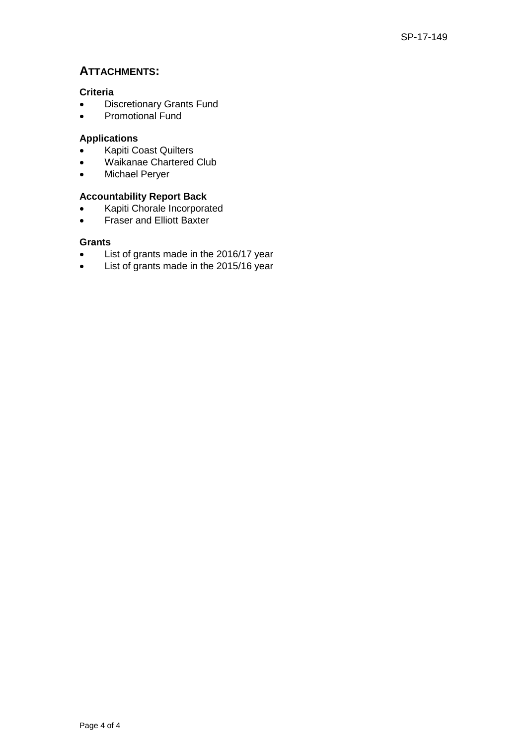## ATTACHMENTS:

**Criteria**

- Discretionary Grants Fund
- Promotional Fund

**Applications**

- Kapiti Coast Quilters
- Waikanae Chartered Club
- Michael Peryer

**Accountability Report Back**

- Kapiti Chorale Incorporated
- Fraser and Elliott Baxter

**Grants**

- List of grants made in the 2016/17 year
- List of grants made in the 2015/16 year